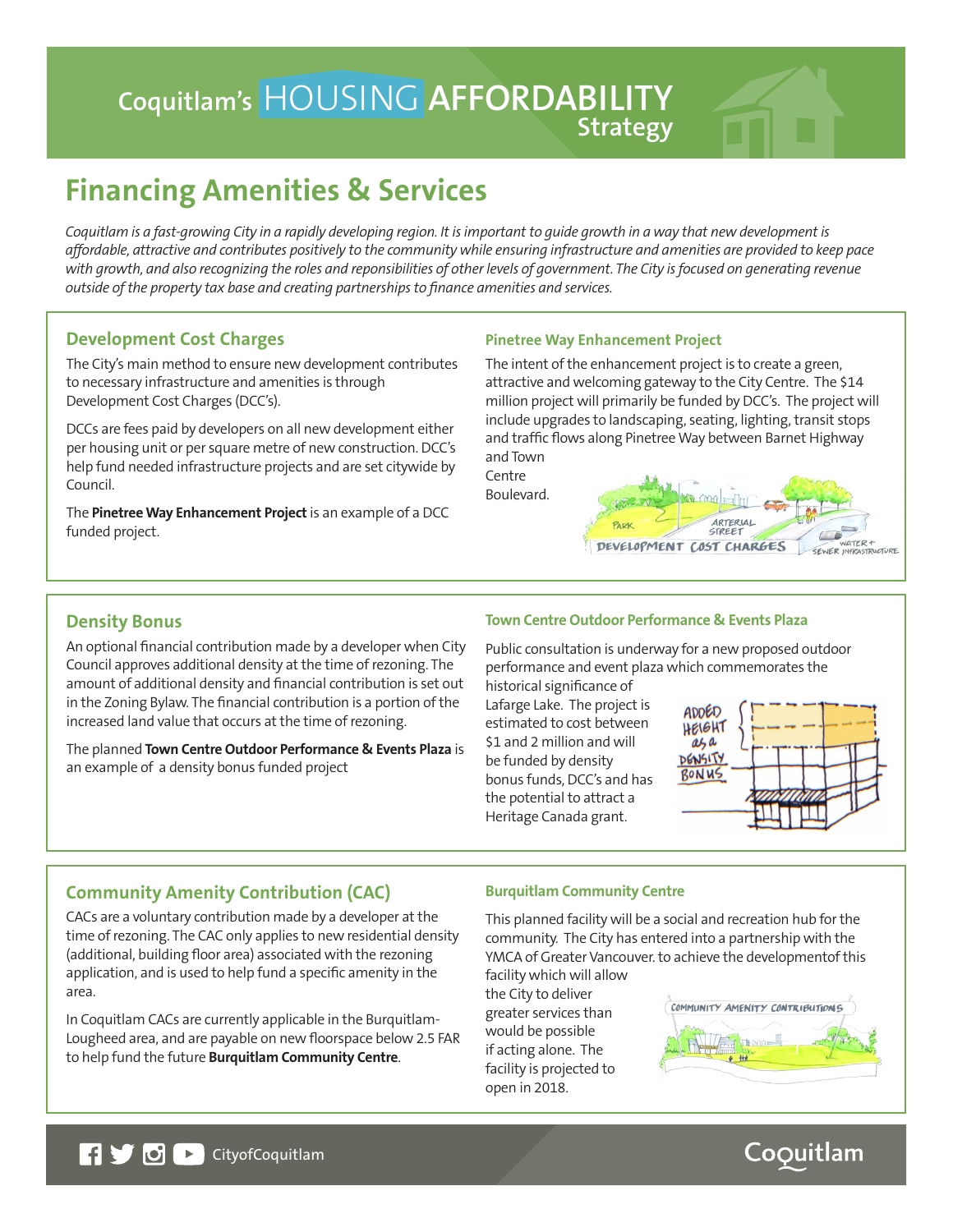# Coquitlam's HOUSING AFFORDABILITY Strategy

## Financing Amenities & Services

*Coquitlam is a fast-growing City in a rapidly developing region. It is important to guide growth in a way that new development is affordable, attractive and contributes positively to the community while ensuring infrastructure and amenities are provided to keep pace with growth, and also recognizing the roles and reponsibilities of other levels of government. The City is focused on generating revenue outside of the property tax base and creating partnerships to finance amenities and services.*

### Development Cost Charges

The City's main method to ensure new development contributes to necessary infrastructure and amenities is through Development Cost Charges (DCC's).

DCCs are fees paid by developers on all new development either per housing unit or per square metre of new construction. DCC's help fund needed infrastructure projects and are set citywide by Council.

The **Pinetree Way Enhancement Project** is an example of a DCC funded project.

#### Pinetree Way Enhancement Project

The intent of the enhancement project is to create a green, attractive and welcoming gateway to the City Centre. The $14 million project will primarily be funded by DCC's. The project will include upgrades to landscaping, seating, lighting, transit stops and traffic flows along Pinetree Way between Barnet Highway and Town Centre Boulevard.

### Density Bonus

An optional financial contribution made by a developer when City Council approves additional density at the time of rezoning. The amount of additional density and financial contribution is set out in the Zoning Bylaw. The financial contribution is a portion of the increased land value that occurs at the time of rezoning.

The planned **Town Centre Outdoor Performance & Events Plaza** is an example of a density bonus funded project

#### Town Centre Outdoor Performance & Events Plaza

Public consultation is underway for a new proposed outdoor performance and event plaza which commemorates the historical significance of Lafarge Lake. The project is estimated to cost between $1 and 2 million and will be funded by density bonus funds, DCC's and has the potential to attract a Heritage Canada grant.

### Community Amenity Contribution (CAC)

CACs are a voluntary contribution made by a developer at the time of rezoning. The CAC only applies to new residential density (additional, building floor area) associated with the rezoning application, and is used to help fund a specific amenity in the area.

In Coquitlam CACs are currently applicable in the Burquitlam-Lougheed area, and are payable on new floorspace below 2.5 FAR to help fund the future **Burquitlam Community Centre**.

#### Burquitlam Community Centre

This planned facility will be a social and recreation hub for the community. The City has entered into a partnership with the YMCA of Greater Vancouver. to achieve the developmentof this facility which will allow the City to deliver greater services than would be possible if acting alone. The facility is projected to open in 2018.

CityofCoquitlam

Coquitlam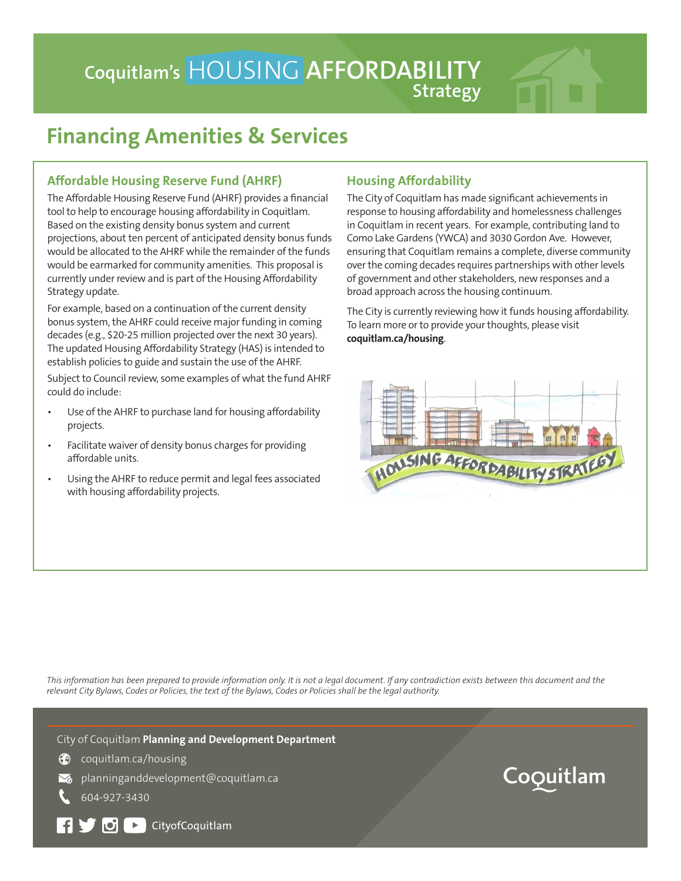# Coquitlam's HOUSING AFFORDABILITY Strategy

## Financing Amenities & Services

### Affordable Housing Reserve Fund (AHRF)

The Affordable Housing Reserve Fund (AHRF) provides a financial tool to help to encourage housing affordability in Coquitlam. Based on the existing density bonus system and current projections, about ten percent of anticipated density bonus funds would be allocated to the AHRF while the remainder of the funds would be earmarked for community amenities. This proposal is currently under review and is part of the Housing Affordability Strategy update.

For example, based on a continuation of the current density bonus system, the AHRF could receive major funding in coming decades (e.g., $20-25 million projected over the next 30 years). The updated Housing Affordability Strategy (HAS) is intended to establish policies to guide and sustain the use of the AHRF.

Subject to Council review, some examples of what the fund AHRF could do include:

- Use of the AHRF to purchase land for housing affordability projects.
- Facilitate waiver of density bonus charges for providing affordable units.
- Using the AHRF to reduce permit and legal fees associated with housing affordability projects.

### Housing Affordability

The City of Coquitlam has made significant achievements in response to housing affordability and homelessness challenges in Coquitlam in recent years. For example, contributing land to Como Lake Gardens (YWCA) and 3030 Gordon Ave. However, ensuring that Coquitlam remains a complete, diverse community over the coming decades requires partnerships with other levels of government and other stakeholders, new responses and a broad approach across the housing continuum.

The City is currently reviewing how it funds housing affordability. To learn more or to provide your thoughts, please visit **coquitlam.ca/housing**.

HOUSING AFFORDABILITY STRATEGY

*This information has been prepared to provide information only. It is not a legal document. If any contradiction exists between this document and the relevant City Bylaws, Codes or Policies, the text of the Bylaws, Codes or Policies shall be the legal authority.*

City of Coquitlam **Planning and Development Department**

coquitlam.ca/housing

planninganddevelopment@coquitlam.ca

604-927-3430

CityofCoquitlam

Coquitlam